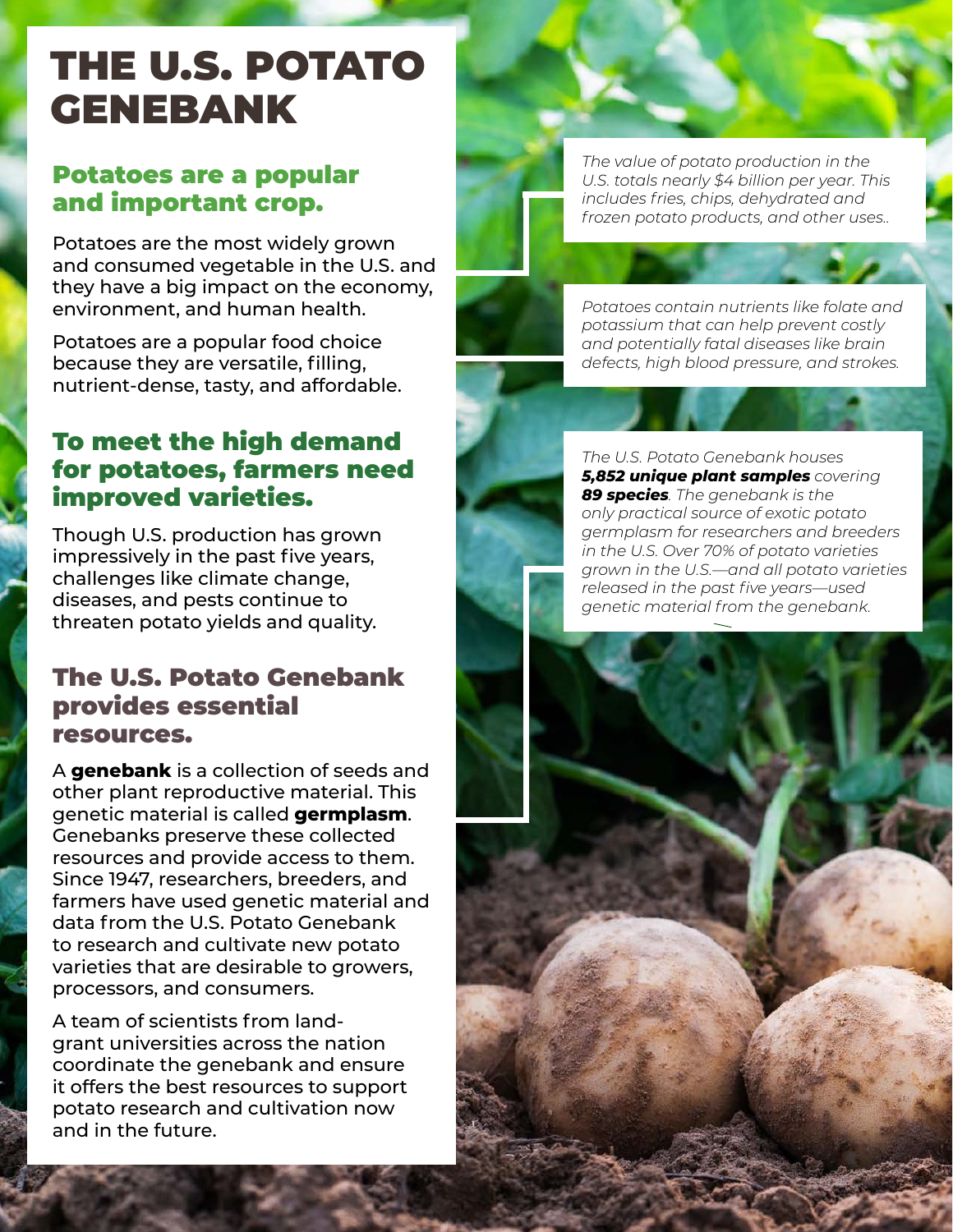# THE U.S. POTATO GENEBANK

## Potatoes are a popular and important crop.

Potatoes are the most widely grown and consumed vegetable in the U.S. and they have a big impact on the economy, environment, and human health.

Potatoes are a popular food choice because they are versatile, filling, nutrient-dense, tasty, and affordable.

## To meet the high demand for potatoes, farmers need improved varieties.

Though U.S. production has grown impressively in the past five years, challenges like climate change, diseases, and pests continue to threaten potato yields and quality.

## The U.S. Potato Genebank provides essential resources.

A **genebank** is a collection of seeds and other plant reproductive material. This genetic material is called **germplasm**. Genebanks preserve these collected resources and provide access to them. Since 1947, researchers, breeders, and farmers have used genetic material and data from the U.S. Potato Genebank to research and cultivate new potato varieties that are desirable to growers, processors, and consumers.

A team of scientists from land-grant universities across the nation coordinate the genebank and ensure it offers the best resources to support potato research and cultivation now and in the future.

*The value of potato production in the U.S. totals nearly $4 billion per year. This includes fries, chips, dehydrated and frozen potato products, and other uses..*

*Potatoes contain nutrients like folate and potassium that can help prevent costly and potentially fatal diseases like brain defects, high blood pressure, and strokes.*

*The U.S. Potato Genebank houses **5,852 unique plant samples** covering **89 species**. The genebank is the only practical source of exotic potato germplasm for researchers and breeders in the U.S. Over 70% of potato varieties grown in the U.S.—and all potato varieties released in the past five years—used genetic material from the genebank.*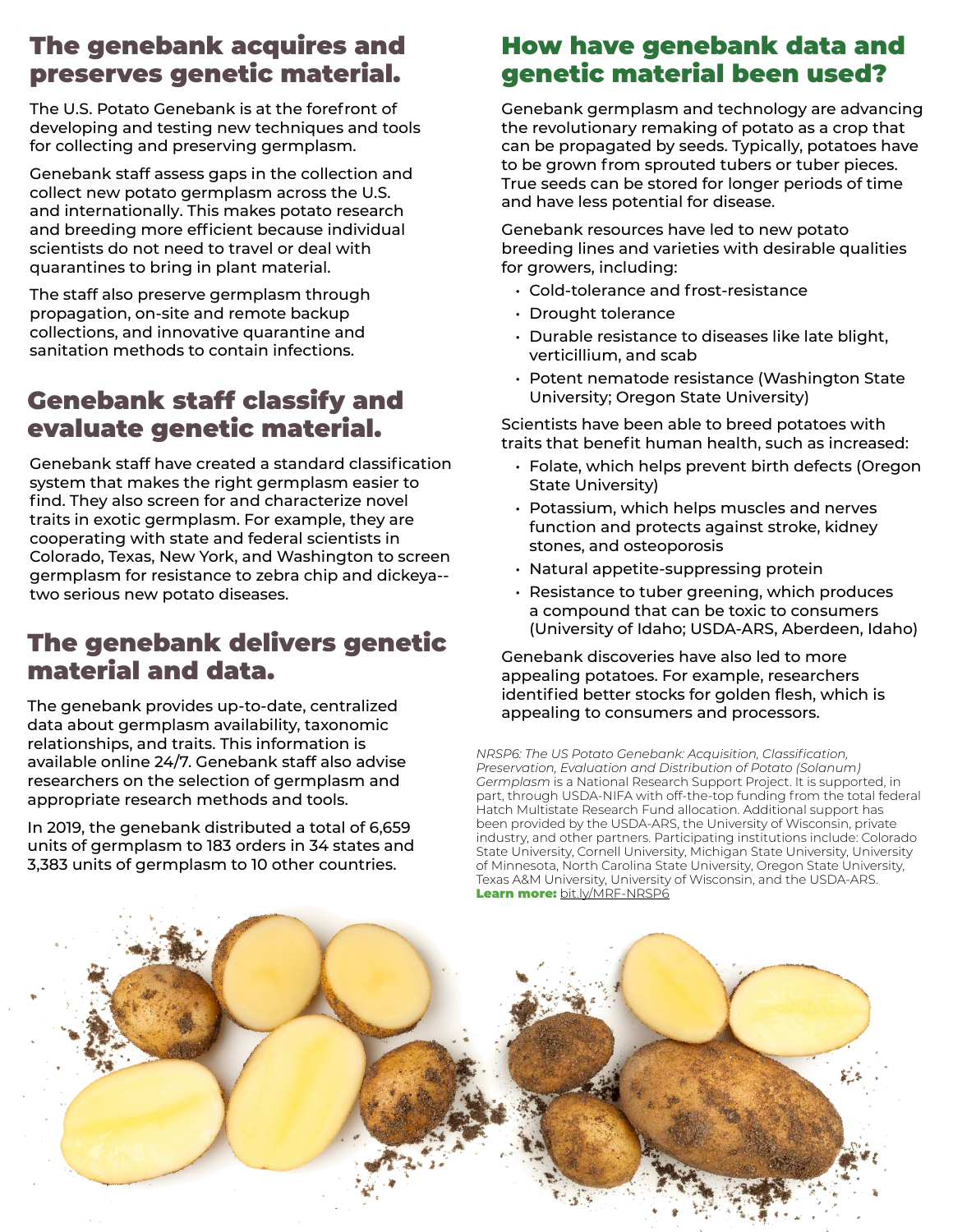## The genebank acquires and preserves genetic material.

The U.S. Potato Genebank is at the forefront of developing and testing new techniques and tools for collecting and preserving germplasm.

Genebank staff assess gaps in the collection and collect new potato germplasm across the U.S. and internationally. This makes potato research and breeding more efficient because individual scientists do not need to travel or deal with quarantines to bring in plant material.

The staff also preserve germplasm through propagation, on-site and remote backup collections, and innovative quarantine and sanitation methods to contain infections.

## Genebank staff classify and evaluate genetic material.

Genebank staff have created a standard classification system that makes the right germplasm easier to find. They also screen for and characterize novel traits in exotic germplasm. For example, they are cooperating with state and federal scientists in Colorado, Texas, New York, and Washington to screen germplasm for resistance to zebra chip and dickeya--two serious new potato diseases.

## The genebank delivers genetic material and data.

The genebank provides up-to-date, centralized data about germplasm availability, taxonomic relationships, and traits. This information is available online 24/7. Genebank staff also advise researchers on the selection of germplasm and appropriate research methods and tools.

In 2019, the genebank distributed a total of 6,659 units of germplasm to 183 orders in 34 states and 3,383 units of germplasm to 10 other countries.

## How have genebank data and genetic material been used?

Genebank germplasm and technology are advancing the revolutionary remaking of potato as a crop that can be propagated by seeds. Typically, potatoes have to be grown from sprouted tubers or tuber pieces. True seeds can be stored for longer periods of time and have less potential for disease.

Genebank resources have led to new potato breeding lines and varieties with desirable qualities for growers, including:

- Cold-tolerance and frost-resistance
- Drought tolerance
- Durable resistance to diseases like late blight, verticillium, and scab
- Potent nematode resistance (Washington State University; Oregon State University)

Scientists have been able to breed potatoes with traits that benefit human health, such as increased:

- Folate, which helps prevent birth defects (Oregon State University)
- Potassium, which helps muscles and nerves function and protects against stroke, kidney stones, and osteoporosis
- Natural appetite-suppressing protein
- Resistance to tuber greening, which produces a compound that can be toxic to consumers (University of Idaho; USDA-ARS, Aberdeen, Idaho)

Genebank discoveries have also led to more appealing potatoes. For example, researchers identified better stocks for golden flesh, which is appealing to consumers and processors.

*NRSP6: The US Potato Genebank: Acquisition, Classification, Preservation, Evaluation and Distribution of Potato (Solanum) Germplasm* is a National Research Support Project. It is supported, in part, through USDA-NIFA with off-the-top funding from the total federal Hatch Multistate Research Fund allocation. Additional support has been provided by the USDA-ARS, the University of Wisconsin, private industry, and other partners. Participating institutions include: Colorado State University, Cornell University, Michigan State University, University of Minnesota, North Carolina State University, Oregon State University, Texas A&M University, University of Wisconsin, and the USDA-ARS.
**Learn more:** bit.ly/MRF-NRSP6